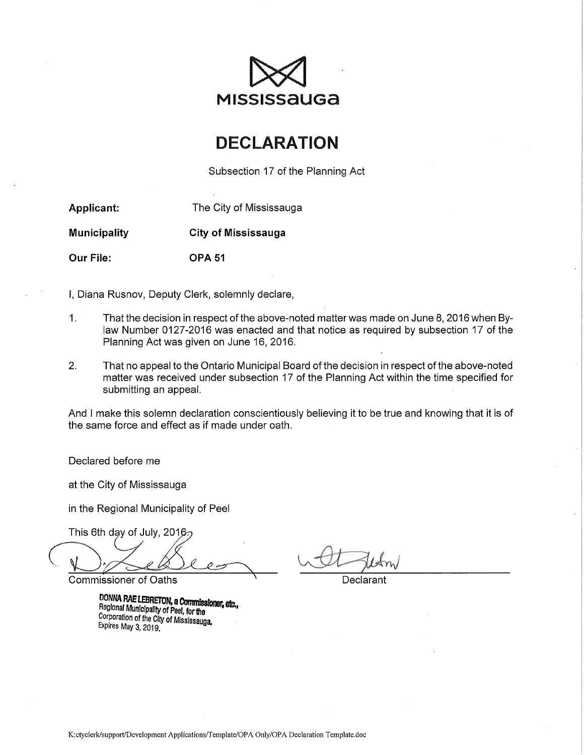MISSISSAUGA

# DECLARATION

Subsection 17 of the Planning Act

| | |
|---|---|
| **Applicant:** | The City of Mississauga |
| **Municipality** | **City of Mississauga** |
| **Our File:** | **OPA 51** |

I, Diana Rusnov, Deputy Clerk, solemnly declare,

1. That the decision in respect of the above-noted matter was made on June 8, 2016 when By-law Number 0127-2016 was enacted and that notice as required by subsection 17 of the Planning Act was given on June 16, 2016.

2. That no appeal to the Ontario Municipal Board of the decision in respect of the above-noted matter was received under subsection 17 of the Planning Act within the time specified for submitting an appeal.

And I make this solemn declaration conscientiously believing it to be true and knowing that it is of the same force and effect as if made under oath.

Declared before me

at the City of Mississauga

in the Regional Municipality of Peel

This 6th day of July, 2016.

Commissioner of Oaths

Declarant

**DONNA RAE LEBRETON, a Commissioner, etc.,**
Regional Municipality of Peel, for the
Corporation of the City of Mississauga.
Expires May 3, 2019.

K:ctyclerk/support/Development Applications/Template/OPA Only/OPA Declaration Template.doc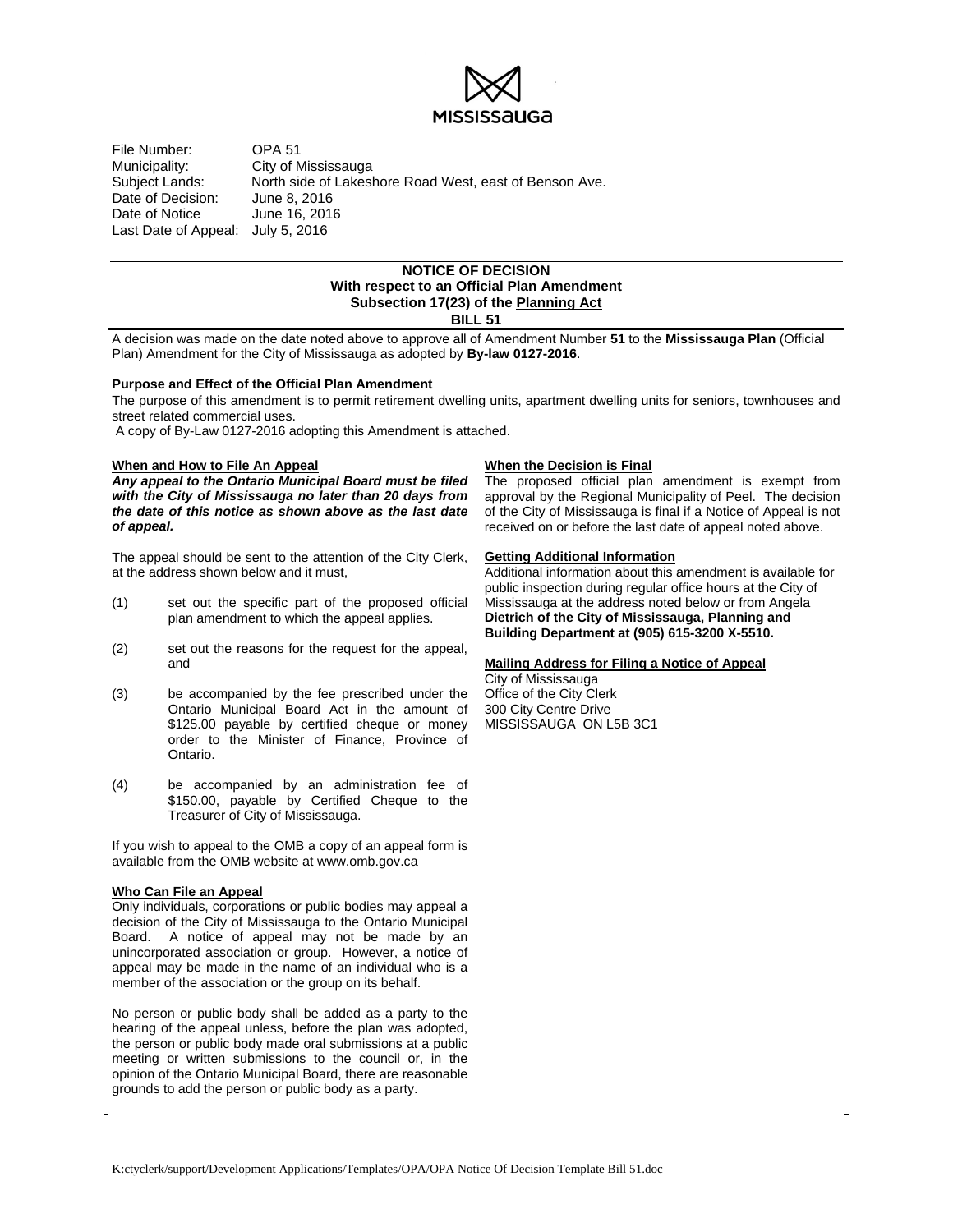MISSISSAUGA

File Number: OPA 51
Municipality: City of Mississauga
Subject Lands: North side of Lakeshore Road West, east of Benson Ave.
Date of Decision: June 8, 2016
Date of Notice June 16, 2016
Last Date of Appeal: July 5, 2016

## NOTICE OF DECISION
**With respect to an Official Plan Amendment**
**Subsection 17(23) of the Planning Act**
**BILL 51**

A decision was made on the date noted above to approve all of Amendment Number **51** to the **Mississauga Plan** (Official Plan) Amendment for the City of Mississauga as adopted by **By-law 0127-2016**.

**Purpose and Effect of the Official Plan Amendment**

The purpose of this amendment is to permit retirement dwelling units, apartment dwelling units for seniors, townhouses and street related commercial uses.

A copy of By-Law 0127-2016 adopting this Amendment is attached.

**When and How to File An Appeal**

***Any appeal to the Ontario Municipal Board must be filed with the City of Mississauga no later than 20 days from the date of this notice as shown above as the last date of appeal.***

The appeal should be sent to the attention of the City Clerk, at the address shown below and it must,

(1) set out the specific part of the proposed official plan amendment to which the appeal applies.

(2) set out the reasons for the request for the appeal, and

(3) be accompanied by the fee prescribed under the Ontario Municipal Board Act in the amount of $125.00 payable by certified cheque or money order to the Minister of Finance, Province of Ontario.

(4) be accompanied by an administration fee of $150.00, payable by Certified Cheque to the Treasurer of City of Mississauga.

If you wish to appeal to the OMB a copy of an appeal form is available from the OMB website at www.omb.gov.ca

**Who Can File an Appeal**

Only individuals, corporations or public bodies may appeal a decision of the City of Mississauga to the Ontario Municipal Board. A notice of appeal may not be made by an unincorporated association or group. However, a notice of appeal may be made in the name of an individual who is a member of the association or the group on its behalf.

No person or public body shall be added as a party to the hearing of the appeal unless, before the plan was adopted, the person or public body made oral submissions at a public meeting or written submissions to the council or, in the opinion of the Ontario Municipal Board, there are reasonable grounds to add the person or public body as a party.

**When the Decision is Final**

The proposed official plan amendment is exempt from approval by the Regional Municipality of Peel. The decision of the City of Mississauga is final if a Notice of Appeal is not received on or before the last date of appeal noted above.

**Getting Additional Information**

Additional information about this amendment is available for public inspection during regular office hours at the City of Mississauga at the address noted below or from Angela **Dietrich of the City of Mississauga, Planning and Building Department at (905) 615-3200 X-5510.**

**Mailing Address for Filing a Notice of Appeal**

City of Mississauga
Office of the City Clerk
300 City Centre Drive
MISSISSAUGA ON L5B 3C1

K:ctyclerk/support/Development Applications/Templates/OPA/OPA Notice Of Decision Template Bill 51.doc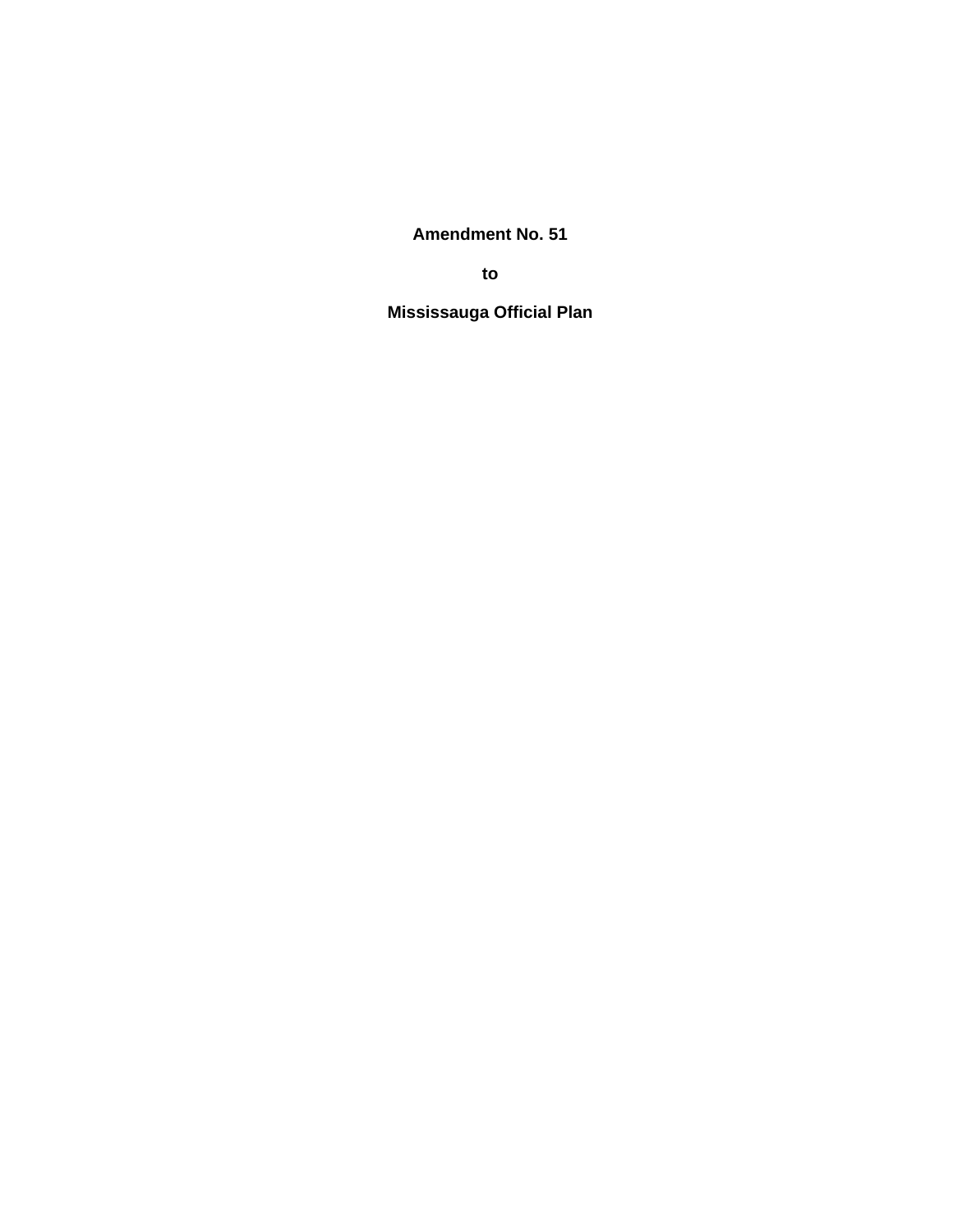**Amendment No. 51**

**to**

**Mississauga Official Plan**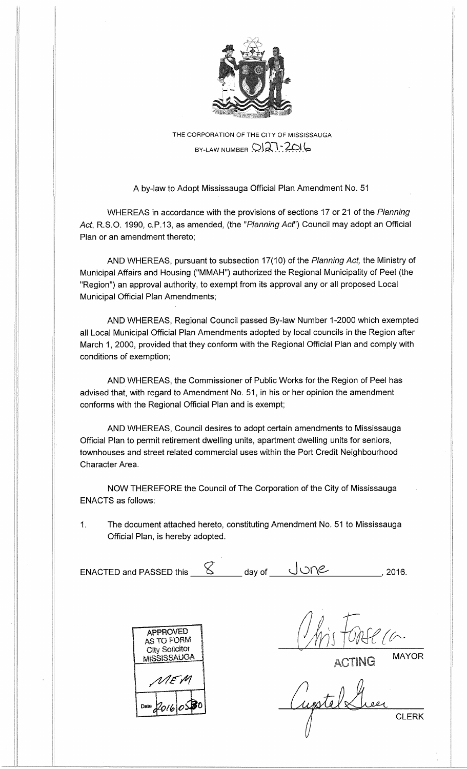THE CORPORATION OF THE CITY OF MISSISSAUGA

BY-LAW NUMBER 0127-2016

A by-law to Adopt Mississauga Official Plan Amendment No. 51

WHEREAS in accordance with the provisions of sections 17 or 21 of the *Planning Act*, R.S.O. 1990, c.P.13, as amended, (the "*Planning Act*") Council may adopt an Official Plan or an amendment thereto;

AND WHEREAS, pursuant to subsection 17(10) of the *Planning Act*, the Ministry of Municipal Affairs and Housing ("MMAH") authorized the Regional Municipality of Peel (the "Region") an approval authority, to exempt from its approval any or all proposed Local Municipal Official Plan Amendments;

AND WHEREAS, Regional Council passed By-law Number 1-2000 which exempted all Local Municipal Official Plan Amendments adopted by local councils in the Region after March 1, 2000, provided that they conform with the Regional Official Plan and comply with conditions of exemption;

AND WHEREAS, the Commissioner of Public Works for the Region of Peel has advised that, with regard to Amendment No. 51, in his or her opinion the amendment conforms with the Regional Official Plan and is exempt;

AND WHEREAS, Council desires to adopt certain amendments to Mississauga Official Plan to permit retirement dwelling units, apartment dwelling units for seniors, townhouses and street related commercial uses within the Port Credit Neighbourhood Character Area.

NOW THEREFORE the Council of The Corporation of the City of Mississauga ENACTS as follows:

1. The document attached hereto, constituting Amendment No. 51 to Mississauga Official Plan, is hereby adopted.

ENACTED and PASSED this 8 day of June, 2016.

APPROVED AS TO FORM City Solicitor MISSISSAUGA
MEM
Date 2016 05 30

ACTING MAYOR

CLERK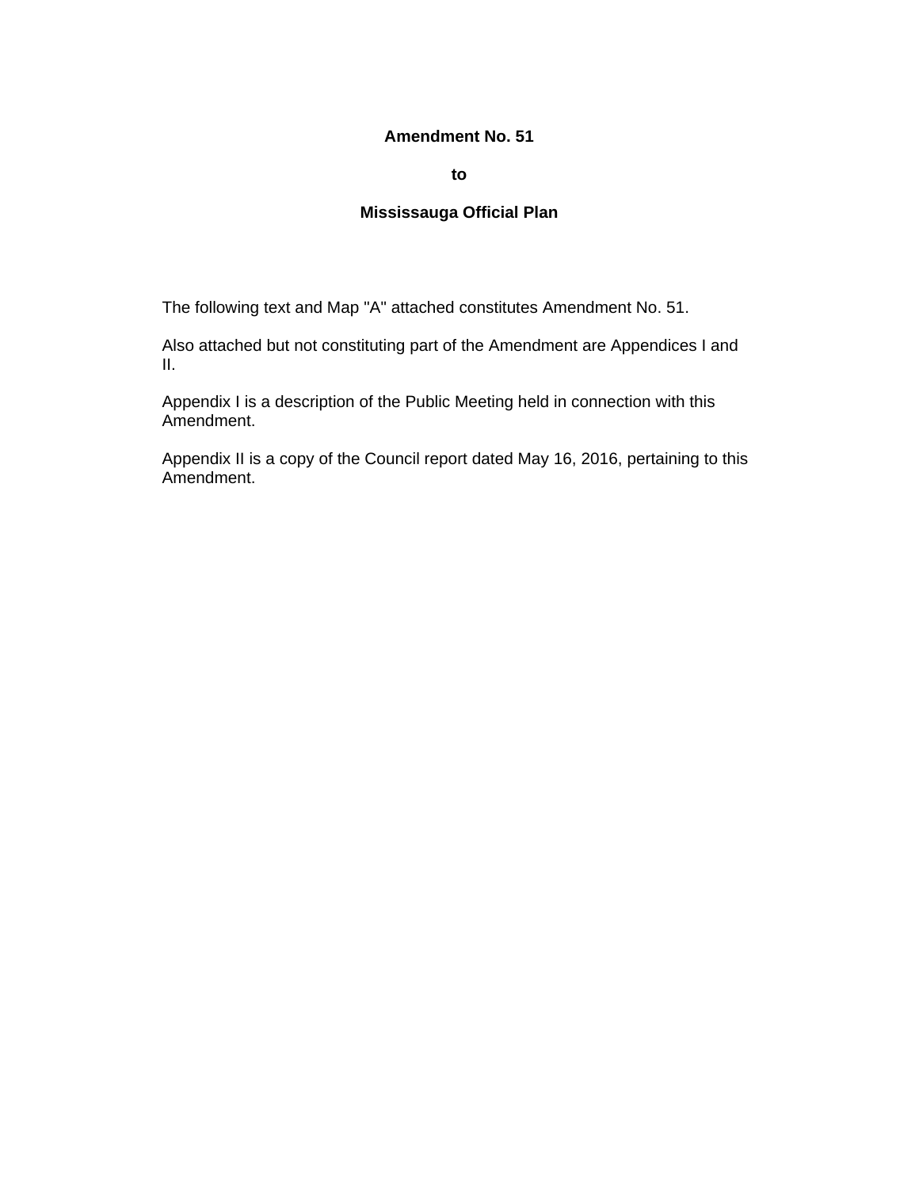**Amendment No. 51**

**to**

**Mississauga Official Plan**

The following text and Map "A" attached constitutes Amendment No. 51.

Also attached but not constituting part of the Amendment are Appendices I and II.

Appendix I is a description of the Public Meeting held in connection with this Amendment.

Appendix II is a copy of the Council report dated May 16, 2016, pertaining to this Amendment.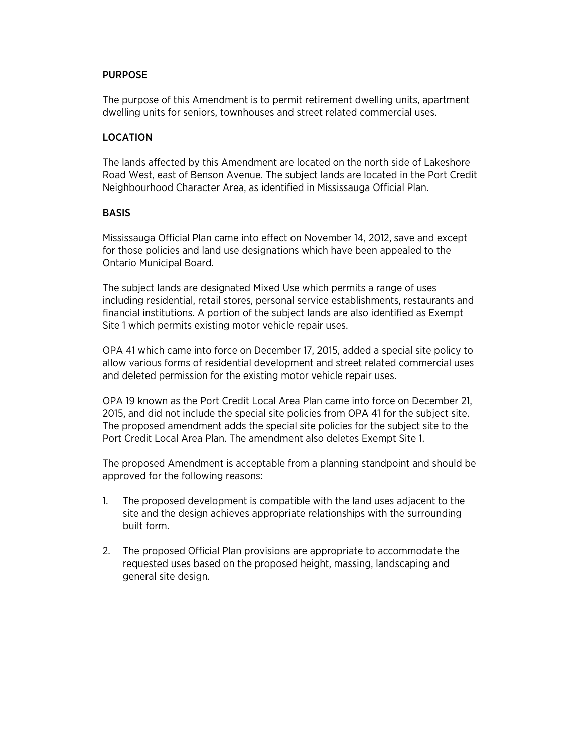## PURPOSE

The purpose of this Amendment is to permit retirement dwelling units, apartment dwelling units for seniors, townhouses and street related commercial uses.

## LOCATION

The lands affected by this Amendment are located on the north side of Lakeshore Road West, east of Benson Avenue. The subject lands are located in the Port Credit Neighbourhood Character Area, as identified in Mississauga Official Plan.

## BASIS

Mississauga Official Plan came into effect on November 14, 2012, save and except for those policies and land use designations which have been appealed to the Ontario Municipal Board.

The subject lands are designated Mixed Use which permits a range of uses including residential, retail stores, personal service establishments, restaurants and financial institutions. A portion of the subject lands are also identified as Exempt Site 1 which permits existing motor vehicle repair uses.

OPA 41 which came into force on December 17, 2015, added a special site policy to allow various forms of residential development and street related commercial uses and deleted permission for the existing motor vehicle repair uses.

OPA 19 known as the Port Credit Local Area Plan came into force on December 21, 2015, and did not include the special site policies from OPA 41 for the subject site. The proposed amendment adds the special site policies for the subject site to the Port Credit Local Area Plan. The amendment also deletes Exempt Site 1.

The proposed Amendment is acceptable from a planning standpoint and should be approved for the following reasons:

1. The proposed development is compatible with the land uses adjacent to the site and the design achieves appropriate relationships with the surrounding built form.

2. The proposed Official Plan provisions are appropriate to accommodate the requested uses based on the proposed height, massing, landscaping and general site design.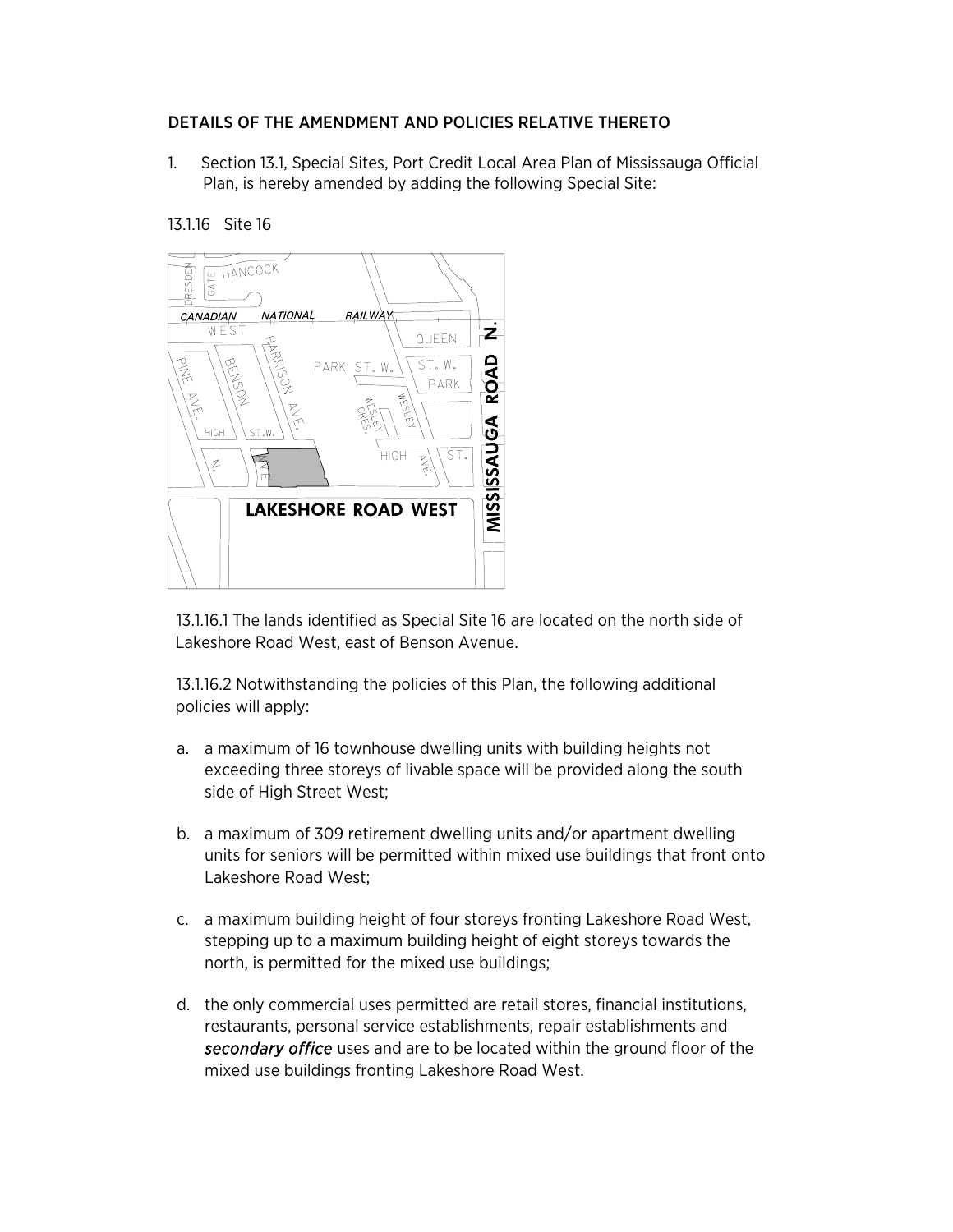## DETAILS OF THE AMENDMENT AND POLICIES RELATIVE THERETO

1. Section 13.1, Special Sites, Port Credit Local Area Plan of Mississauga Official Plan, is hereby amended by adding the following Special Site:

13.1.16 Site 16

DRESDEN
GATE
HANCOCK
CANADIAN NATIONAL RAILWAY
WEST
QUEEN
PINE AVE.
BENSON
HARRISON AVE.
PARK ST. W.
ST. W.
PARK
WESLEY CRES.
WESLEY
HIGH ST.W.
HIGH
AVE.
ST.
N.
AVE
LAKESHORE ROAD WEST
MISSISSAUGA ROAD N.

13.1.16.1 The lands identified as Special Site 16 are located on the north side of Lakeshore Road West, east of Benson Avenue.

13.1.16.2 Notwithstanding the policies of this Plan, the following additional policies will apply:

a. a maximum of 16 townhouse dwelling units with building heights not exceeding three storeys of livable space will be provided along the south side of High Street West;

b. a maximum of 309 retirement dwelling units and/or apartment dwelling units for seniors will be permitted within mixed use buildings that front onto Lakeshore Road West;

c. a maximum building height of four storeys fronting Lakeshore Road West, stepping up to a maximum building height of eight storeys towards the north, is permitted for the mixed use buildings;

d. the only commercial uses permitted are retail stores, financial institutions, restaurants, personal service establishments, repair establishments and *secondary office* uses and are to be located within the ground floor of the mixed use buildings fronting Lakeshore Road West.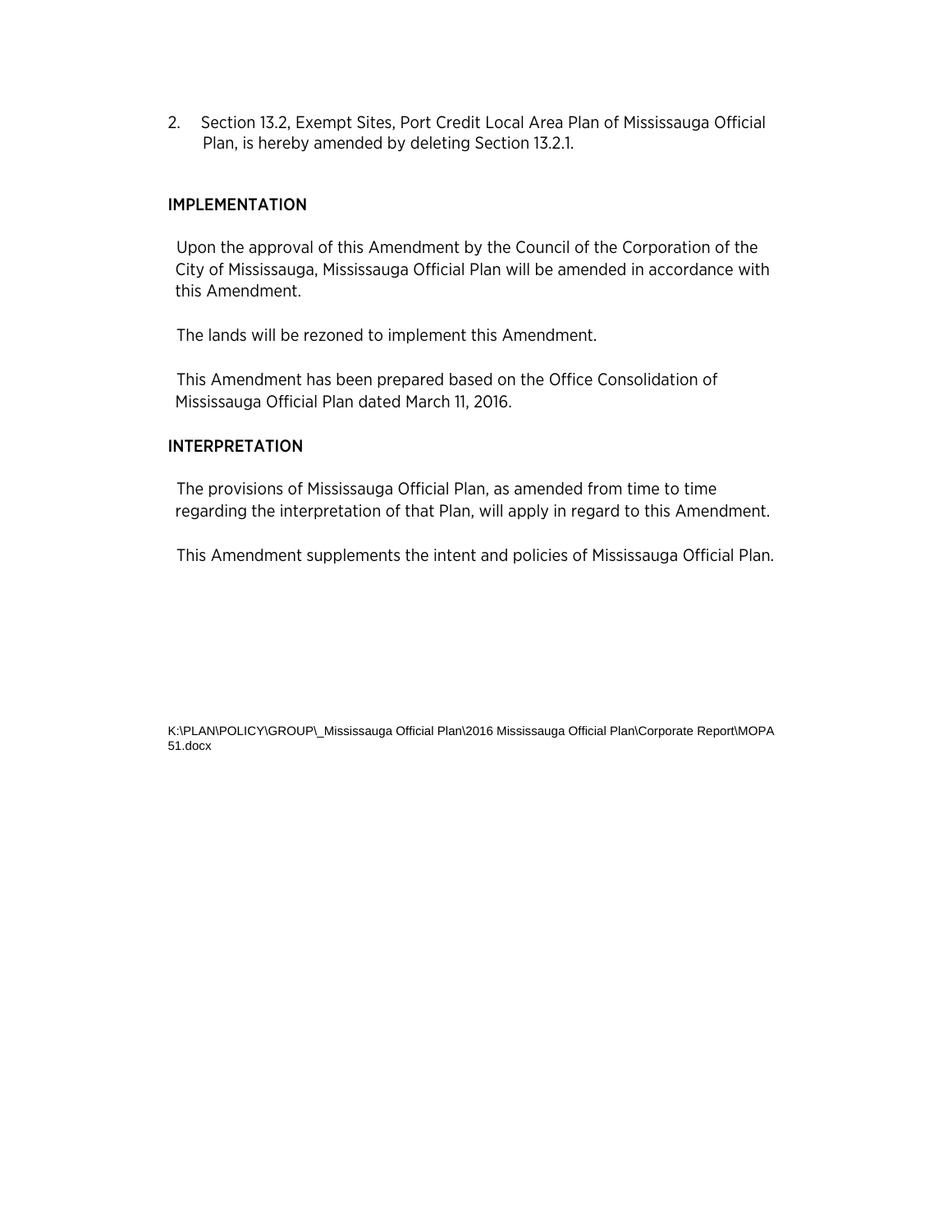2. Section 13.2, Exempt Sites, Port Credit Local Area Plan of Mississauga Official Plan, is hereby amended by deleting Section 13.2.1.

## IMPLEMENTATION

Upon the approval of this Amendment by the Council of the Corporation of the City of Mississauga, Mississauga Official Plan will be amended in accordance with this Amendment.

The lands will be rezoned to implement this Amendment.

This Amendment has been prepared based on the Office Consolidation of Mississauga Official Plan dated March 11, 2016.

## INTERPRETATION

The provisions of Mississauga Official Plan, as amended from time to time regarding the interpretation of that Plan, will apply in regard to this Amendment.

This Amendment supplements the intent and policies of Mississauga Official Plan.

K:\PLAN\POLICY\GROUP\_Mississauga Official Plan\2016 Mississauga Official Plan\Corporate Report\MOPA 51.docx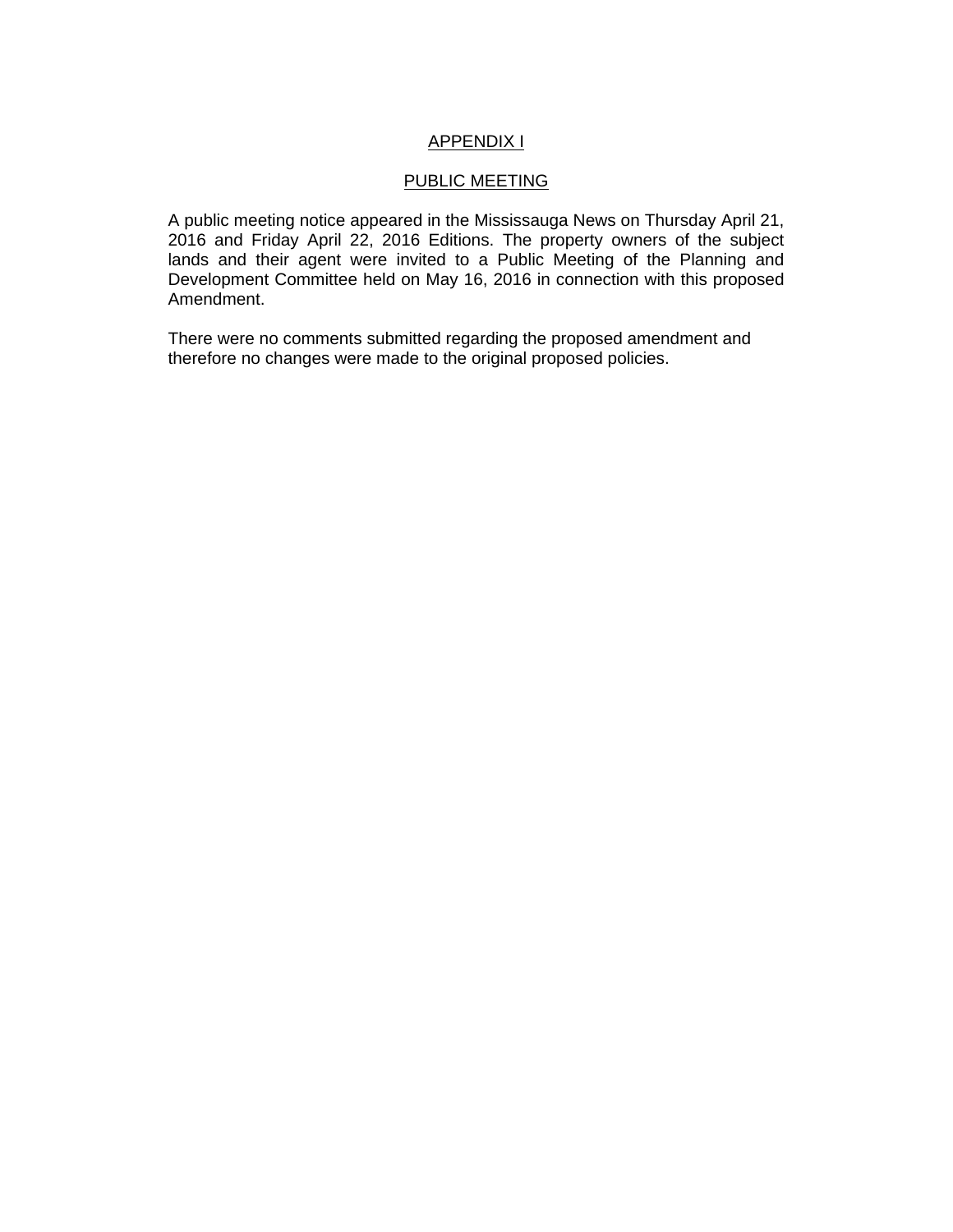## APPENDIX I

## PUBLIC MEETING

A public meeting notice appeared in the Mississauga News on Thursday April 21, 2016 and Friday April 22, 2016 Editions. The property owners of the subject lands and their agent were invited to a Public Meeting of the Planning and Development Committee held on May 16, 2016 in connection with this proposed Amendment.

There were no comments submitted regarding the proposed amendment and therefore no changes were made to the original proposed policies.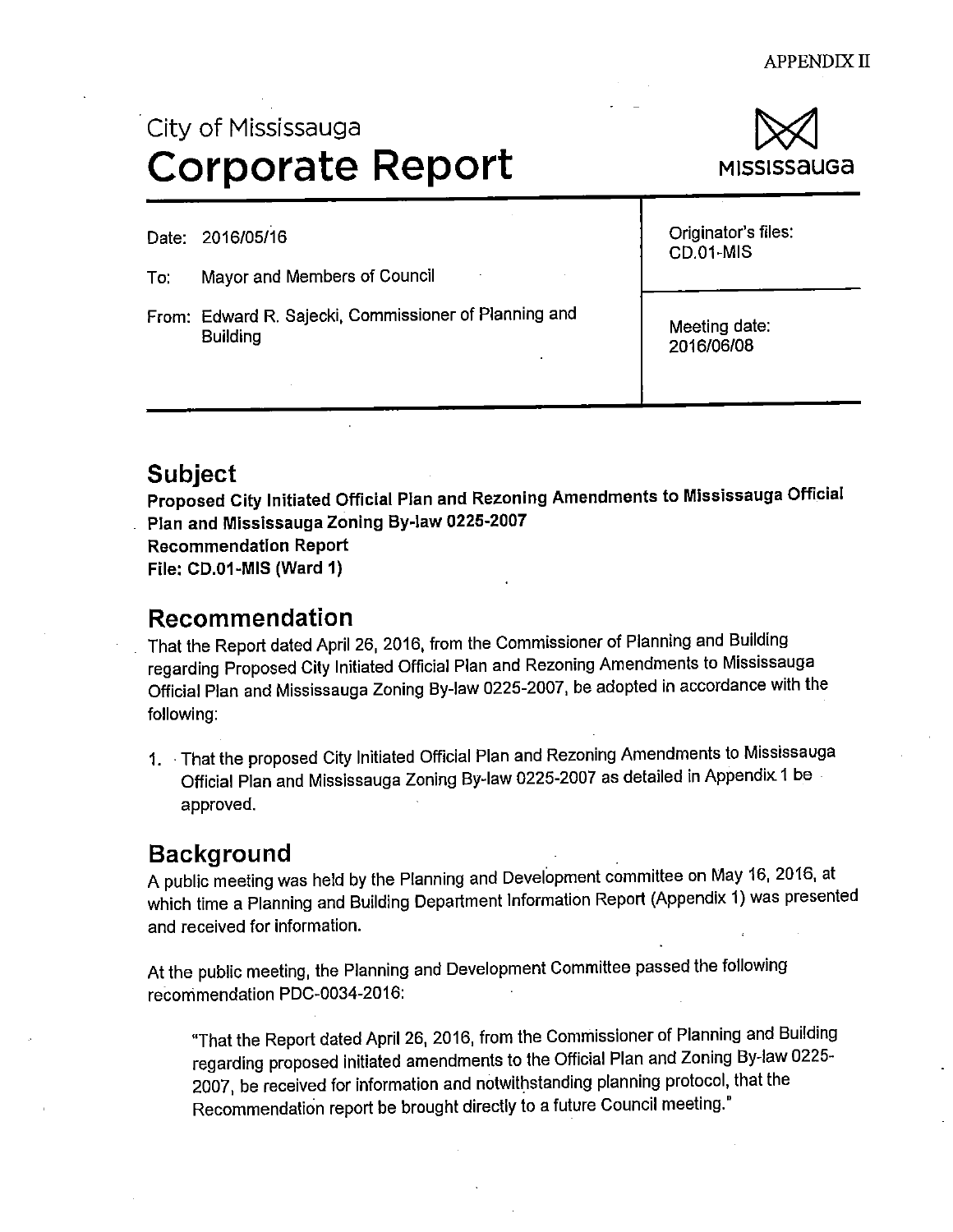APPENDIX II

City of Mississauga
# Corporate Report

MISSISSAUGA

| | |
|---|---|
| Date: 2016/05/16<br><br>To: Mayor and Members of Council<br><br>From: Edward R. Sajecki, Commissioner of Planning and Building | Originator's files:<br>CD.01-MIS<br><br>Meeting date:<br>2016/06/08 |

## Subject

**Proposed City Initiated Official Plan and Rezoning Amendments to Mississauga Official Plan and Mississauga Zoning By-law 0225-2007**
**Recommendation Report**
**File: CD.01-MIS (Ward 1)**

## Recommendation

That the Report dated April 26, 2016, from the Commissioner of Planning and Building regarding Proposed City Initiated Official Plan and Rezoning Amendments to Mississauga Official Plan and Mississauga Zoning By-law 0225-2007, be adopted in accordance with the following:

1. That the proposed City Initiated Official Plan and Rezoning Amendments to Mississauga Official Plan and Mississauga Zoning By-law 0225-2007 as detailed in Appendix 1 be approved.

## Background

A public meeting was held by the Planning and Development committee on May 16, 2016, at which time a Planning and Building Department Information Report (Appendix 1) was presented and received for information.

At the public meeting, the Planning and Development Committee passed the following recommendation PDC-0034-2016:

> "That the Report dated April 26, 2016, from the Commissioner of Planning and Building regarding proposed initiated amendments to the Official Plan and Zoning By-law 0225-2007, be received for information and notwithstanding planning protocol, that the Recommendation report be brought directly to a future Council meeting."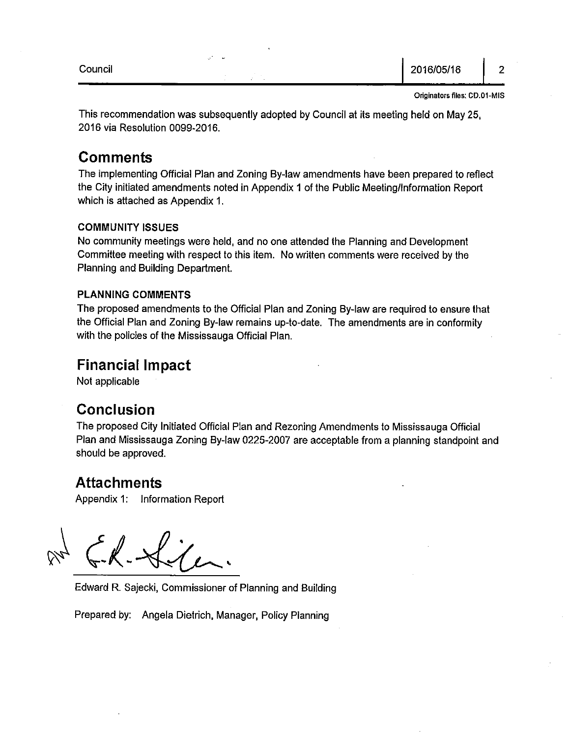Originators files: CD.01-MIS

This recommendation was subsequently adopted by Council at its meeting held on May 25, 2016 via Resolution 0099-2016.

## Comments

The implementing Official Plan and Zoning By-law amendments have been prepared to reflect the City initiated amendments noted in Appendix 1 of the Public Meeting/Information Report which is attached as Appendix 1.

### COMMUNITY ISSUES

No community meetings were held, and no one attended the Planning and Development Committee meeting with respect to this item. No written comments were received by the Planning and Building Department.

### PLANNING COMMENTS

The proposed amendments to the Official Plan and Zoning By-law are required to ensure that the Official Plan and Zoning By-law remains up-to-date. The amendments are in conformity with the policies of the Mississauga Official Plan.

## Financial Impact

Not applicable

## Conclusion

The proposed City Initiated Official Plan and Rezoning Amendments to Mississauga Official Plan and Mississauga Zoning By-law 0225-2007 are acceptable from a planning standpoint and should be approved.

## Attachments

Appendix 1: Information Report

Edward R. Sajecki, Commissioner of Planning and Building

Prepared by: Angela Dietrich, Manager, Policy Planning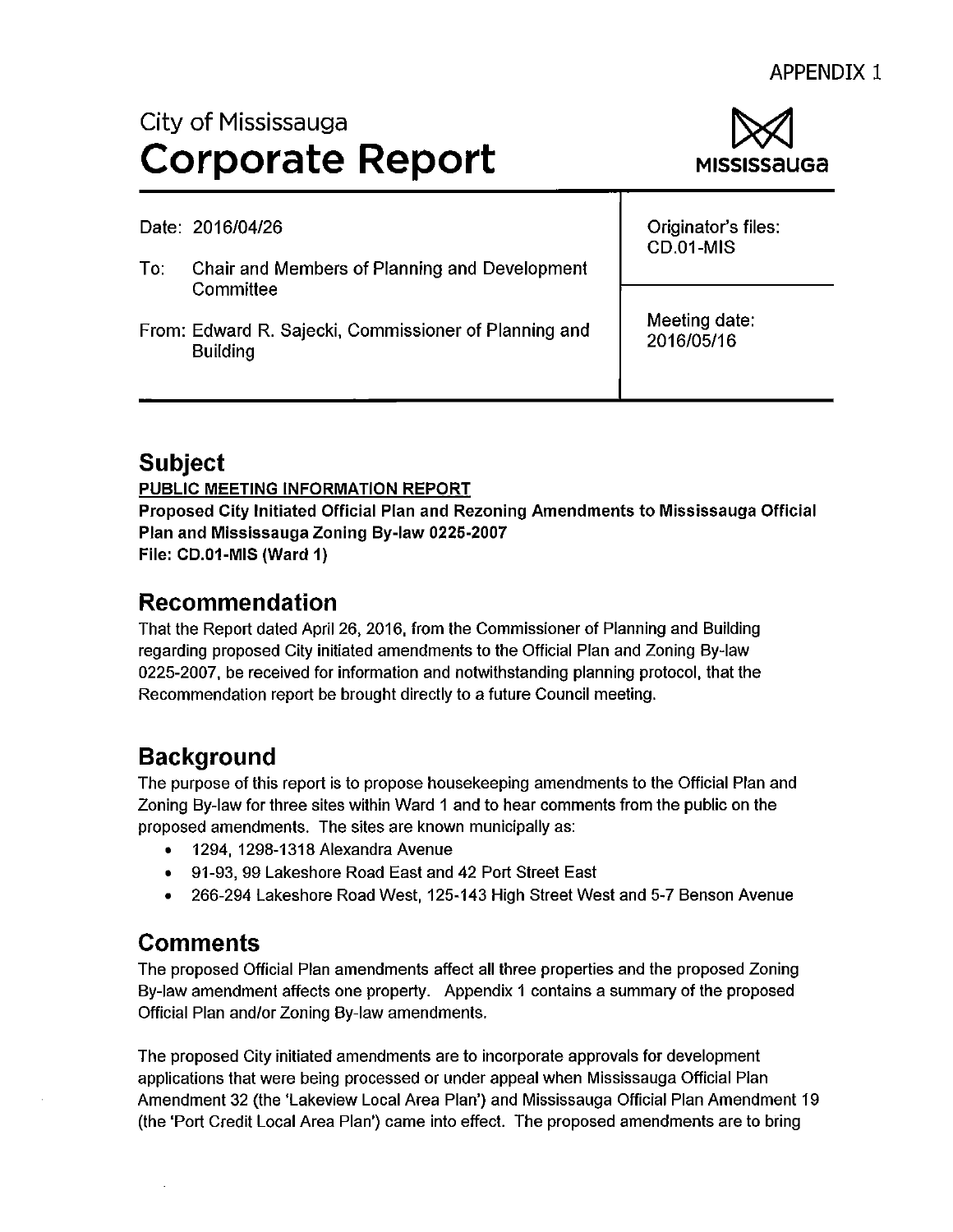APPENDIX 1

City of Mississauga
# Corporate Report

| | |
|---|---|
| Date: 2016/04/26<br><br>To: Chair and Members of Planning and Development Committee<br><br>From: Edward R. Sajecki, Commissioner of Planning and Building | Originator's files: CD.01-MIS<br><br>Meeting date: 2016/05/16 |

## Subject

**PUBLIC MEETING INFORMATION REPORT**

**Proposed City Initiated Official Plan and Rezoning Amendments to Mississauga Official Plan and Mississauga Zoning By-law 0225-2007**

**File: CD.01-MIS (Ward 1)**

## Recommendation

That the Report dated April 26, 2016, from the Commissioner of Planning and Building regarding proposed City initiated amendments to the Official Plan and Zoning By-law 0225-2007, be received for information and notwithstanding planning protocol, that the Recommendation report be brought directly to a future Council meeting.

## Background

The purpose of this report is to propose housekeeping amendments to the Official Plan and Zoning By-law for three sites within Ward 1 and to hear comments from the public on the proposed amendments. The sites are known municipally as:

- 1294, 1298-1318 Alexandra Avenue
- 91-93, 99 Lakeshore Road East and 42 Port Street East
- 266-294 Lakeshore Road West, 125-143 High Street West and 5-7 Benson Avenue

## Comments

The proposed Official Plan amendments affect all three properties and the proposed Zoning By-law amendment affects one property. Appendix 1 contains a summary of the proposed Official Plan and/or Zoning By-law amendments.

The proposed City initiated amendments are to incorporate approvals for development applications that were being processed or under appeal when Mississauga Official Plan Amendment 32 (the 'Lakeview Local Area Plan') and Mississauga Official Plan Amendment 19 (the 'Port Credit Local Area Plan') came into effect. The proposed amendments are to bring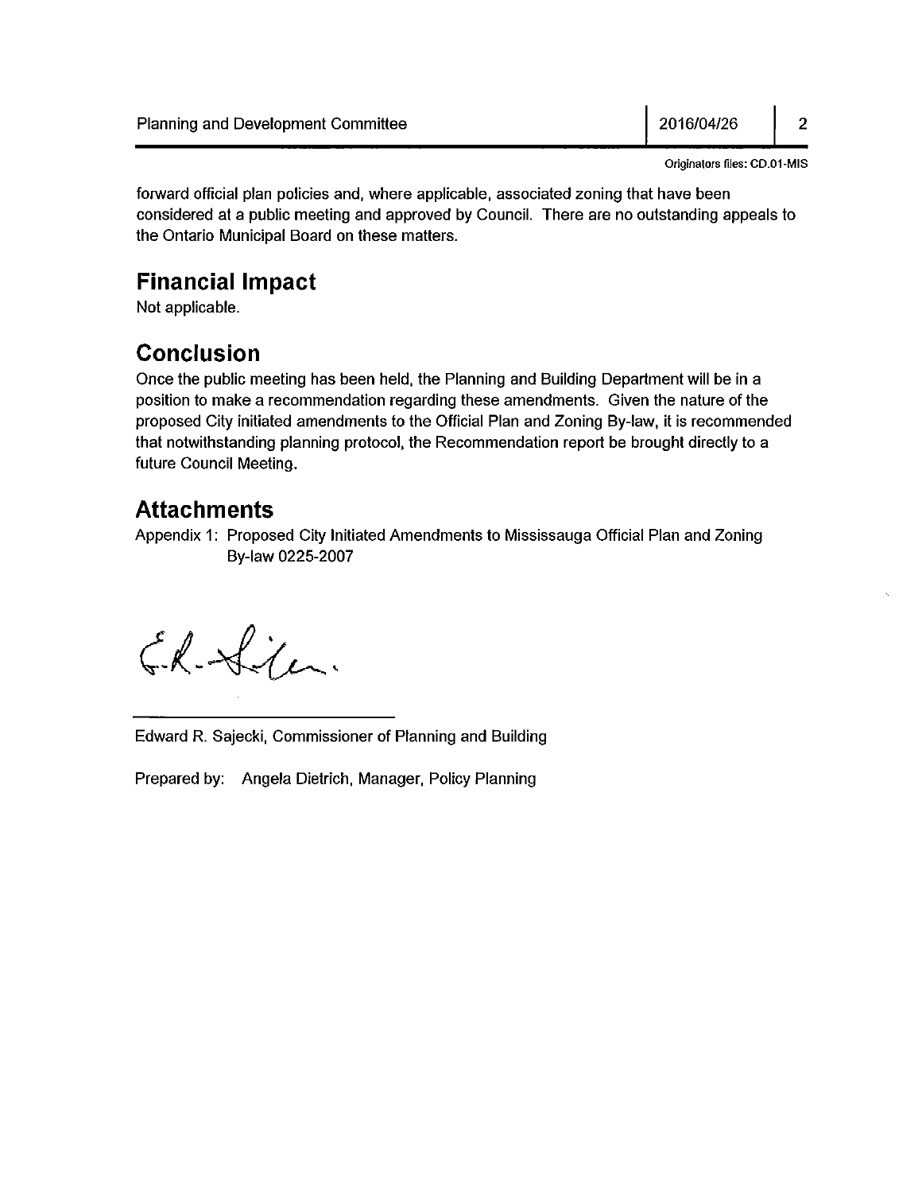Originators files: CD.01-MIS

forward official plan policies and, where applicable, associated zoning that have been considered at a public meeting and approved by Council. There are no outstanding appeals to the Ontario Municipal Board on these matters.

## Financial Impact

Not applicable.

## Conclusion

Once the public meeting has been held, the Planning and Building Department will be in a position to make a recommendation regarding these amendments. Given the nature of the proposed City initiated amendments to the Official Plan and Zoning By-law, it is recommended that notwithstanding planning protocol, the Recommendation report be brought directly to a future Council Meeting.

## Attachments

Appendix 1: Proposed City Initiated Amendments to Mississauga Official Plan and Zoning By-law 0225-2007

Edward R. Sajecki, Commissioner of Planning and Building

Prepared by: Angela Dietrich, Manager, Policy Planning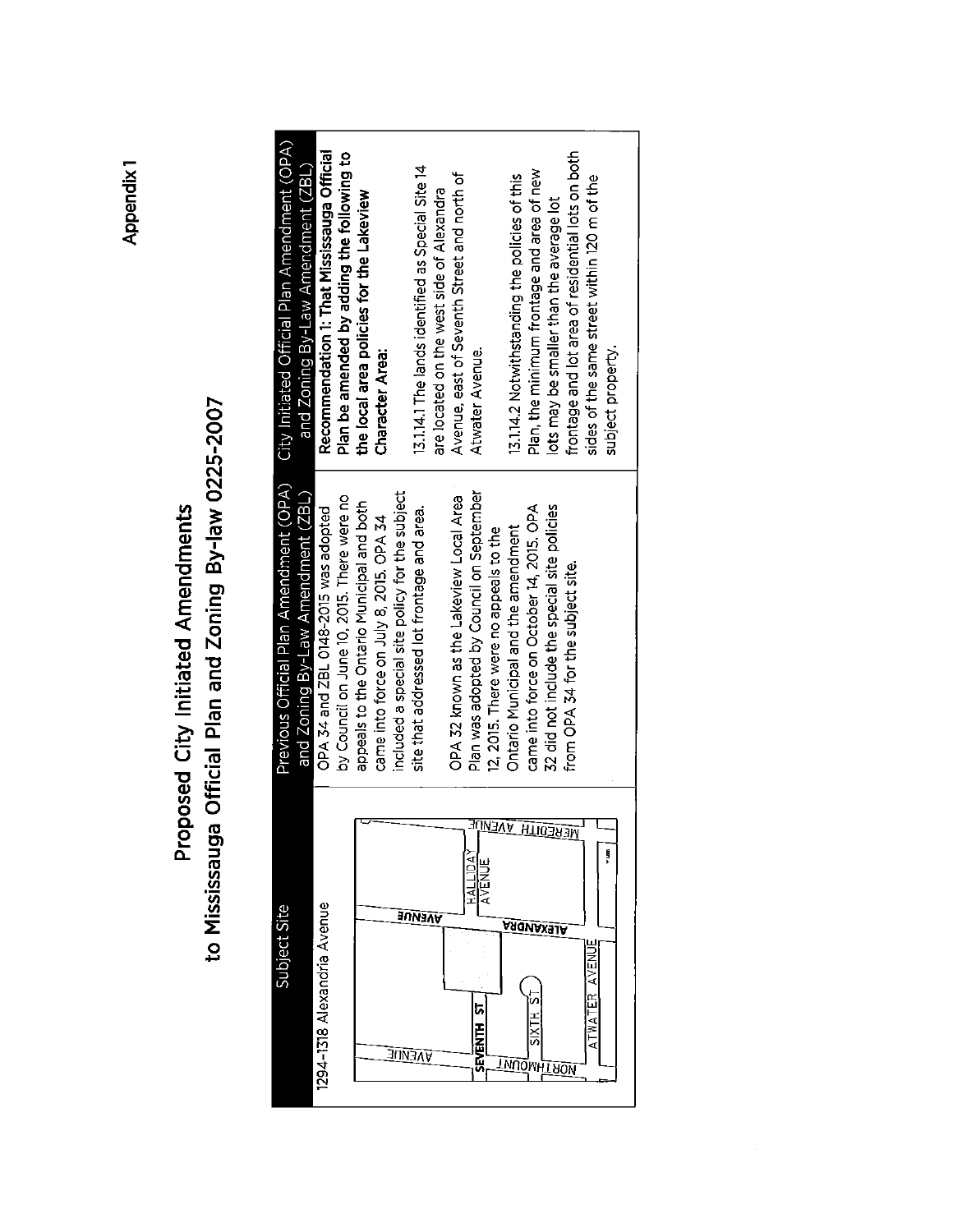Appendix 1

# Proposed City Initiated Amendments to Mississauga Official Plan and Zoning By-law 0225-2007

| Subject Site | Previous Official Plan Amendment (OPA) and Zoning By-Law Amendment (ZBL) | City Initiated Official Plan Amendment (OPA) and Zoning By-Law Amendment (ZBL) |
|---|---|---|
| 1294-1318 Alexandria Avenue<br><br>NORTHMOUNT AVENUE<br>SEVENTH ST<br>SIXTH ST<br>ATWATER AVENUE<br>ALEXANDRA AVENUE<br>HALLIDAY AVENUE<br>MEREDITH AVENUE | OPA 34 and ZBL 0148-2015 was adopted by Council on June 10, 2015. There were no appeals to the Ontario Municipal and both came into force on July 8, 2015. OPA 34 included a special site policy for the subject site that addressed lot frontage and area.<br><br>OPA 32 known as the Lakeview Local Area Plan was adopted by Council on September 12, 2015. There were no appeals to the Ontario Municipal and the amendment came into force on October 14, 2015. OPA 32 did not include the special site policies from OPA 34 for the subject site. | **Recommendation 1: That Mississauga Official Plan be amended by adding the following to the local area policies for the Lakeview Character Area:**<br><br>13.1.14.1 The lands identified as Special Site 14 are located on the west side of Alexandra Avenue, east of Seventh Street and north of Atwater Avenue.<br><br>13.1.14.2 Notwithstanding the policies of this Plan, the minimum frontage and area of new lots may be smaller than the average lot frontage and lot area of residential lots on both sides of the same street within 120 m of the subject property. |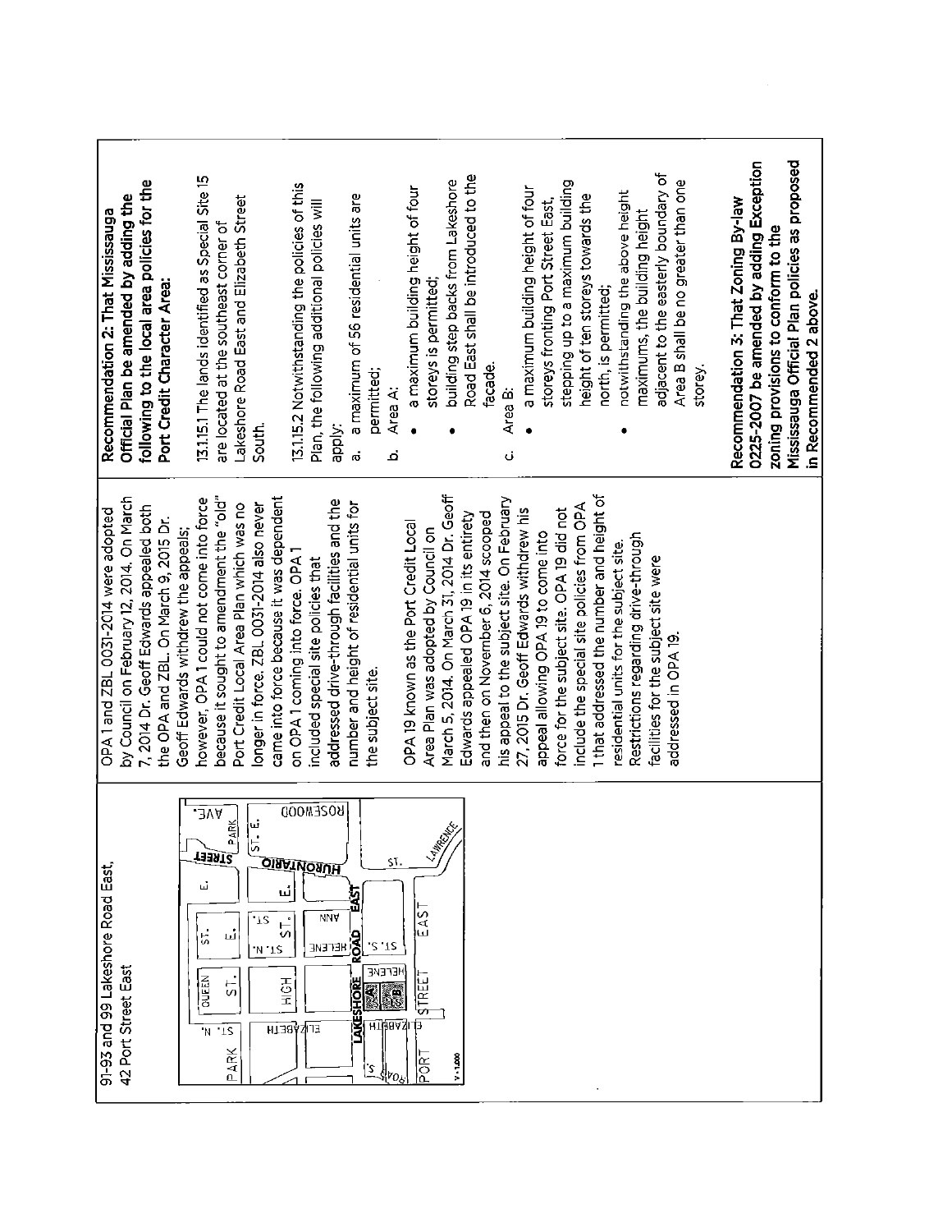| | | |
|---|---|---|
| 91-93 and 99 Lakeshore Road East, 42 Port Street East | OPA 1 and ZBL 0031-2014 were adopted by Council on February 12, 2014. On March 7, 2014 Dr. Geoff Edwards appealed both the OPA and ZBL. On March 9, 2015 Dr. Geoff Edwards withdrew the appeals; however, OPA 1 could not come into force because it sought to amendment the "old" Port Credit Local Area Plan which was no longer in force. ZBL 0031-2014 also never came into force because it was dependent on OPA 1 coming into force. OPA 1 included special site policies that addressed drive-through facilities and the number and height of residential units for the subject site.<br><br>OPA 19 known as the Port Credit Local Area Plan was adopted by Council on March 5, 2014. On March 31, 2014 Dr. Geoff Edwards appealed OPA 19 in its entirety and then on November 6, 2014 scooped his appeal to the subject site. On February 27, 2015 Dr. Geoff Edwards withdrew his appeal allowing OPA 19 to come into force for the subject site. OPA 19 did not include the special site policies from OPA 1 that addressed the number and height of residential units for the subject site. Restrictions regarding drive-through facilities for the subject site were addressed in OPA 19. | **Recommendation 2: That Mississauga Official Plan be amended by adding the following to the local area policies for the Port Credit Character Area:**<br><br>13.1.15.1 The lands identified as Special Site 15 are located at the southeast corner of Lakeshore Road East and Elizabeth Street South.<br><br>13.1.15.2 Notwithstanding the policies of this Plan, the following additional policies will apply:<br>a. a maximum of 56 residential units are permitted;<br>b. Area A:<br>• a maximum building height of four storeys is permitted;<br>• building step backs from Lakeshore Road East shall be introduced to the facade.<br>c. Area B:<br>• a maximum building height of four storeys fronting Port Street East, stepping up to a maximum building height of ten storeys towards the north, is permitted;<br>• notwithstanding the above height maximums, the building height adjacent to the easterly boundary of Area B shall be no greater than one storey.<br><br>**Recommendation 3: That Zoning By-law 0225-2007 be amended by adding Exception zoning provisions to conform to the Mississauga Official Plan policies as proposed in Recommended 2 above.** |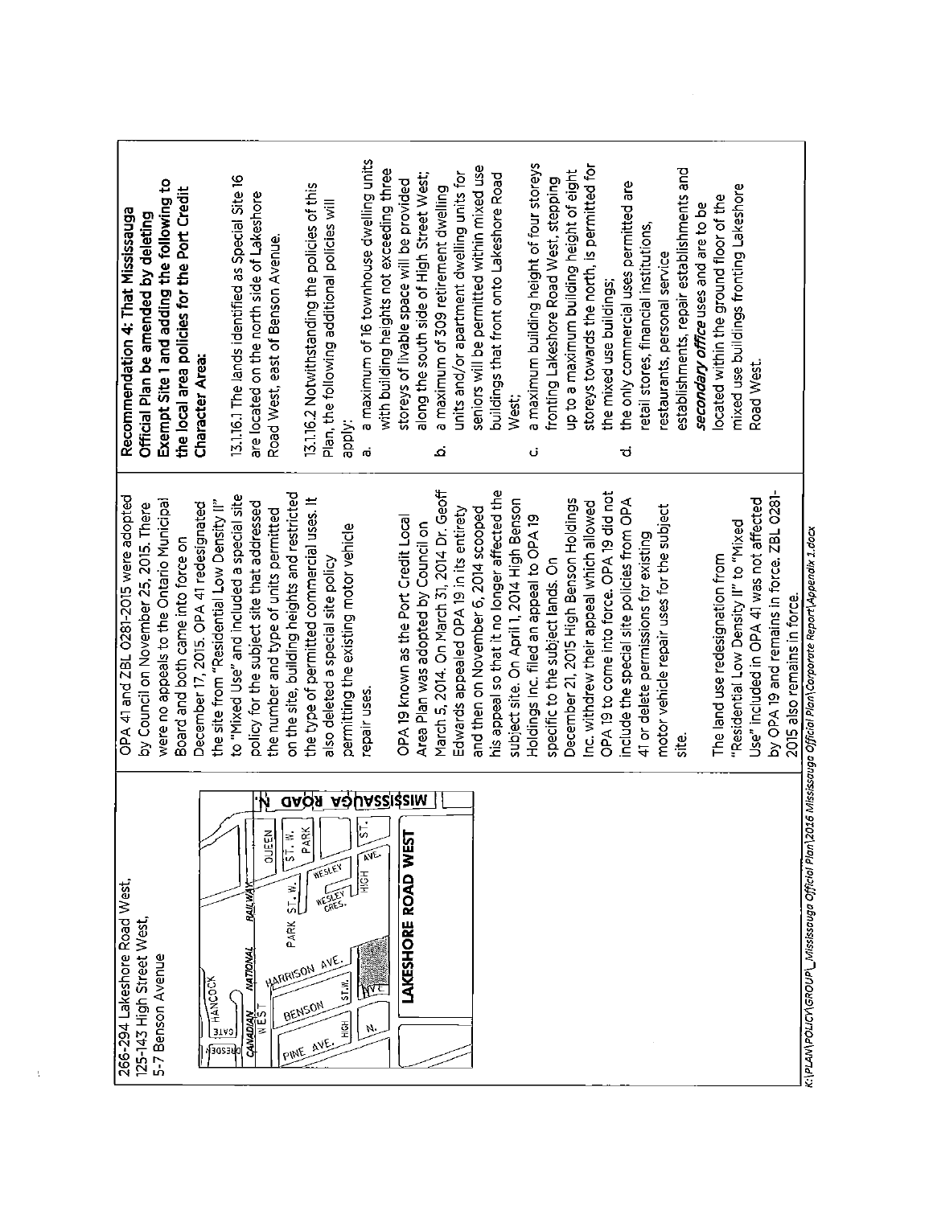266-294 Lakeshore Road West,
125-143 High Street West,
5-7 Benson Avenue

OPA 41 and ZBL 0281-2015 were adopted by Council on November 25, 2015. There were no appeals to the Ontario Municipal Board and both came into force on December 17, 2015. OPA 41 redesignated the site from "Residential Low Density II" to "Mixed Use" and included a special site policy for the subject site that addressed the number and type of units permitted on the site, building heights and restricted the type of permitted commercial uses. It also deleted a special site policy permitting the existing motor vehicle repair uses.

OPA 19 known as the Port Credit Local Area Plan was adopted by Council on March 5, 2014. On March 31, 2014 Dr. Geoff Edwards appealed OPA 19 in its entirety and then on November 6, 2014 scooped his appeal so that it no longer affected the subject site. On April 1, 2014 High Benson Holdings Inc. filed an appeal to OPA 19 specific to the subject lands. On December 21, 2015 High Benson Holdings Inc. withdrew their appeal which allowed OPA 19 to come into force. OPA 19 did not include the special site policies from OPA 41 or delete permissions for existing motor vehicle repair uses for the subject site.

The land use redesignation from "Residential Low Density II" to "Mixed Use" included in OPA 41 was not affected by OPA 19 and remains in force. ZBL 0281-2015 also remains in force.

**Recommendation 4: That Mississauga Official Plan be amended by deleting Exempt Site 1 and adding the following to the local area policies for the Port Credit Character Area:**

13.1.16.1 The lands identified as Special Site 16 are located on the north side of Lakeshore Road West, east of Benson Avenue.

13.1.16.2 Notwithstanding the policies of this Plan, the following additional policies will apply:

a. a maximum of 16 townhouse dwelling units with building heights not exceeding three storeys of livable space will be provided along the south side of High Street West;
b. a maximum of 309 retirement dwelling units and/or apartment dwelling units for seniors will be permitted within mixed use buildings that front onto Lakeshore Road West;
c. a maximum building height of four storeys fronting Lakeshore Road West, stepping up to a maximum building height of eight storeys towards the north, is permitted for the mixed use buildings;
d. the only commercial uses permitted are retail stores, financial institutions, restaurants, personal service establishments, repair establishments and *secondary office* uses and are to be located within the ground floor of the mixed use buildings fronting Lakeshore Road West.